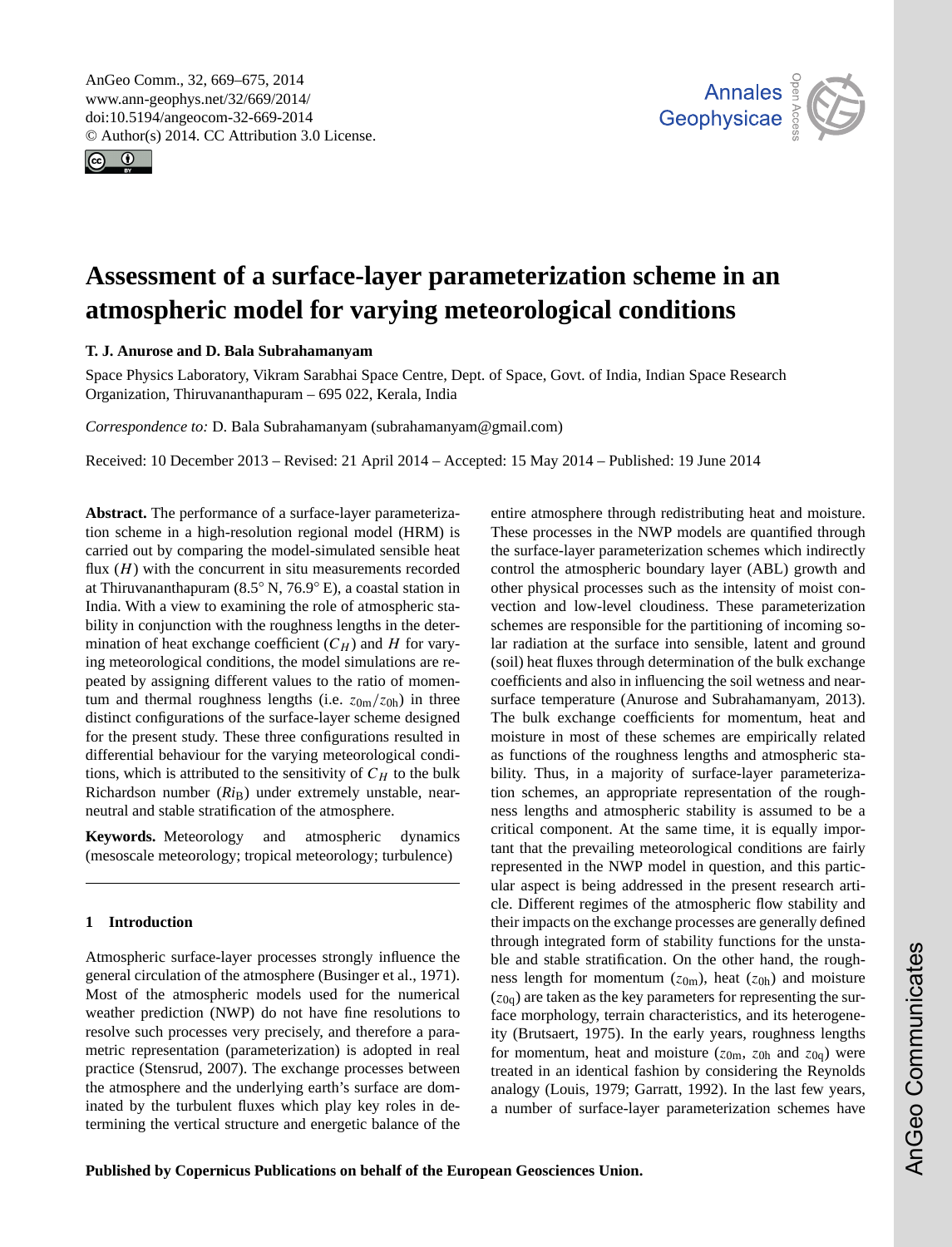# Assessment of a surface-layer parameterization scheme in an atmospheric model for varying meteorological conditions

**T. J. Anurose and D. Bala Subrahamanyam**

Space Physics Laboratory, Vikram Sarabhai Space Centre, Dept. of Space, Govt. of India, Indian Space Research Organization, Thiruvananthapuram – 695 022, Kerala, India

*Correspondence to:* D. Bala Subrahamanyam (subrahamanyam@gmail.com)

Received: 10 December 2013 – Revised: 21 April 2014 – Accepted: 15 May 2014 – Published: 19 June 2014

**Abstract.** The performance of a surface-layer parameterization scheme in a high-resolution regional model (HRM) is carried out by comparing the model-simulated sensible heat flux ($H$) with the concurrent in situ measurements recorded at Thiruvananthapuram (8.5° N, 76.9° E), a coastal station in India. With a view to examining the role of atmospheric stability in conjunction with the roughness lengths in the determination of heat exchange coefficient ($C_H$) and $H$ for varying meteorological conditions, the model simulations are repeated by assigning different values to the ratio of momentum and thermal roughness lengths (i.e. $z_{0\mathrm{m}}/z_{0\mathrm{h}}$) in three distinct configurations of the surface-layer scheme designed for the present study. These three configurations resulted in differential behaviour for the varying meteorological conditions, which is attributed to the sensitivity of $C_H$ to the bulk Richardson number ($Ri_\mathrm{B}$) under extremely unstable, near-neutral and stable stratification of the atmosphere.

**Keywords.** Meteorology and atmospheric dynamics (mesoscale meteorology; tropical meteorology; turbulence)

## 1 Introduction

Atmospheric surface-layer processes strongly influence the general circulation of the atmosphere (Businger et al., 1971). Most of the atmospheric models used for the numerical weather prediction (NWP) do not have fine resolutions to resolve such processes very precisely, and therefore a parametric representation (parameterization) is adopted in real practice (Stensrud, 2007). The exchange processes between the atmosphere and the underlying earth's surface are dominated by the turbulent fluxes which play key roles in determining the vertical structure and energetic balance of the entire atmosphere through redistributing heat and moisture. These processes in the NWP models are quantified through the surface-layer parameterization schemes which indirectly control the atmospheric boundary layer (ABL) growth and other physical processes such as the intensity of moist convection and low-level cloudiness. These parameterization schemes are responsible for the partitioning of incoming solar radiation at the surface into sensible, latent and ground (soil) heat fluxes through determination of the bulk exchange coefficients and also in influencing the soil wetness and near-surface temperature (Anurose and Subrahamanyam, 2013). The bulk exchange coefficients for momentum, heat and moisture in most of these schemes are empirically related as functions of the roughness lengths and atmospheric stability. Thus, in a majority of surface-layer parameterization schemes, an appropriate representation of the roughness lengths and atmospheric stability is assumed to be a critical component. At the same time, it is equally important that the prevailing meteorological conditions are fairly represented in the NWP model in question, and this particular aspect is being addressed in the present research article. Different regimes of the atmospheric flow stability and their impacts on the exchange processes are generally defined through integrated form of stability functions for the unstable and stable stratification. On the other hand, the roughness length for momentum ($z_{0\mathrm{m}}$), heat ($z_{0\mathrm{h}}$) and moisture ($z_{0\mathrm{q}}$) are taken as the key parameters for representing the surface morphology, terrain characteristics, and its heterogeneity (Brutsaert, 1975). In the early years, roughness lengths for momentum, heat and moisture ($z_{0\mathrm{m}}$, $z_{0\mathrm{h}}$ and $z_{0\mathrm{q}}$) were treated in an identical fashion by considering the Reynolds analogy (Louis, 1979; Garratt, 1992). In the last few years, a number of surface-layer parameterization schemes have

**Published by Copernicus Publications on behalf of the European Geosciences Union.**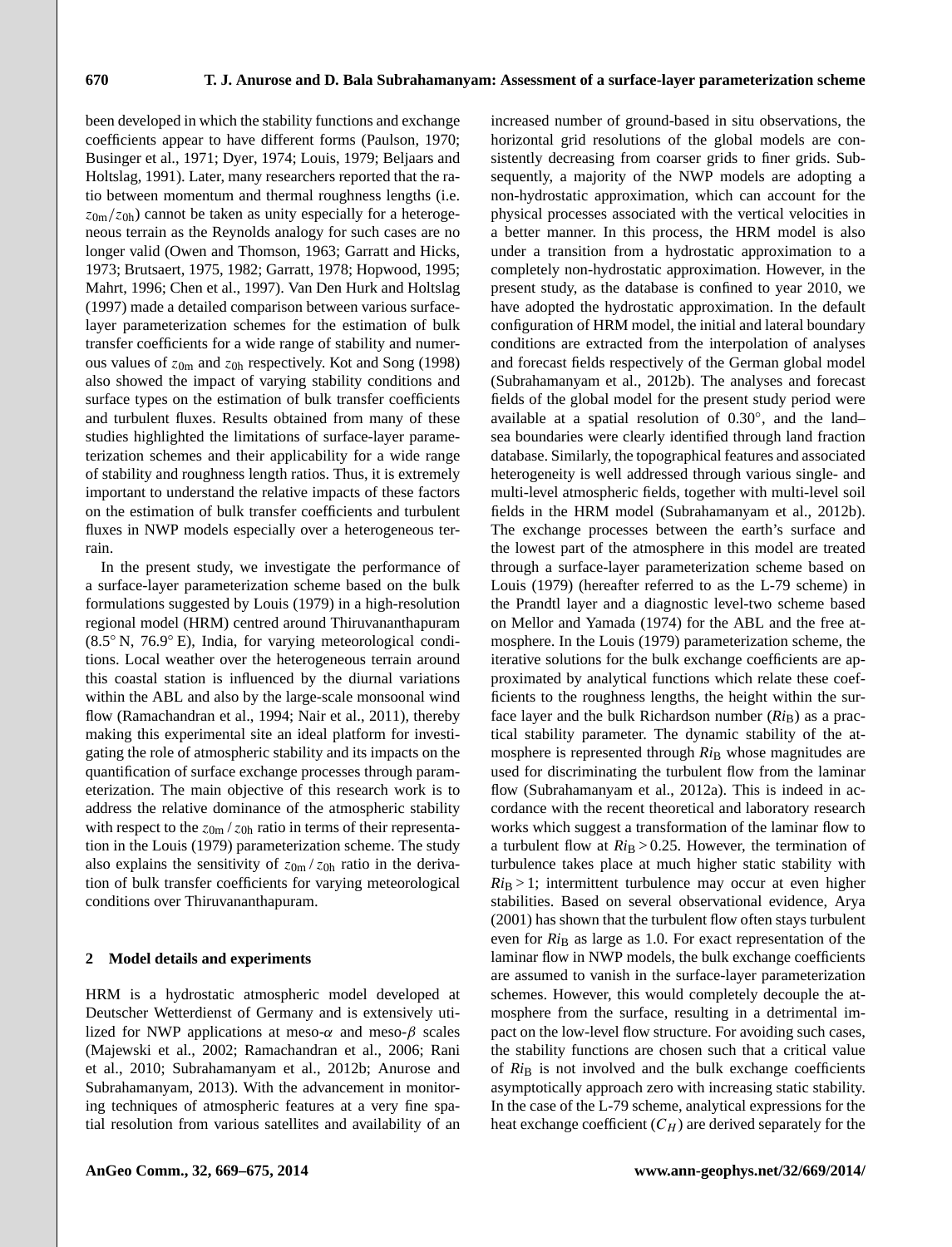been developed in which the stability functions and exchange coefficients appear to have different forms (Paulson, 1970; Businger et al., 1971; Dyer, 1974; Louis, 1979; Beljaars and Holtslag, 1991). Later, many researchers reported that the ratio between momentum and thermal roughness lengths (i.e. $z_{0\mathrm{m}}/z_{0\mathrm{h}}$) cannot be taken as unity especially for a heterogeneous terrain as the Reynolds analogy for such cases are no longer valid (Owen and Thomson, 1963; Garratt and Hicks, 1973; Brutsaert, 1975, 1982; Garratt, 1978; Hopwood, 1995; Mahrt, 1996; Chen et al., 1997). Van Den Hurk and Holtslag (1997) made a detailed comparison between various surface-layer parameterization schemes for the estimation of bulk transfer coefficients for a wide range of stability and numerous values of $z_{0\mathrm{m}}$ and $z_{0\mathrm{h}}$ respectively. Kot and Song (1998) also showed the impact of varying stability conditions and surface types on the estimation of bulk transfer coefficients and turbulent fluxes. Results obtained from many of these studies highlighted the limitations of surface-layer parameterization schemes and their applicability for a wide range of stability and roughness length ratios. Thus, it is extremely important to understand the relative impacts of these factors on the estimation of bulk transfer coefficients and turbulent fluxes in NWP models especially over a heterogeneous terrain.

In the present study, we investigate the performance of a surface-layer parameterization scheme based on the bulk formulations suggested by Louis (1979) in a high-resolution regional model (HRM) centred around Thiruvananthapuram (8.5° N, 76.9° E), India, for varying meteorological conditions. Local weather over the heterogeneous terrain around this coastal station is influenced by the diurnal variations within the ABL and also by the large-scale monsoonal wind flow (Ramachandran et al., 1994; Nair et al., 2011), thereby making this experimental site an ideal platform for investigating the role of atmospheric stability and its impacts on the quantification of surface exchange processes through parameterization. The main objective of this research work is to address the relative dominance of the atmospheric stability with respect to the $z_{0\mathrm{m}}/z_{0\mathrm{h}}$ ratio in terms of their representation in the Louis (1979) parameterization scheme. The study also explains the sensitivity of $z_{0\mathrm{m}}/z_{0\mathrm{h}}$ ratio in the derivation of bulk transfer coefficients for varying meteorological conditions over Thiruvananthapuram.

## 2 Model details and experiments

HRM is a hydrostatic atmospheric model developed at Deutscher Wetterdienst of Germany and is extensively utilized for NWP applications at meso-$\alpha$ and meso-$\beta$ scales (Majewski et al., 2002; Ramachandran et al., 2006; Rani et al., 2010; Subrahamanyam et al., 2012b; Anurose and Subrahamanyam, 2013). With the advancement in monitoring techniques of atmospheric features at a very fine spatial resolution from various satellites and availability of an increased number of ground-based in situ observations, the horizontal grid resolutions of the global models are consistently decreasing from coarser grids to finer grids. Subsequently, a majority of the NWP models are adopting a non-hydrostatic approximation, which can account for the physical processes associated with the vertical velocities in a better manner. In this process, the HRM model is also under a transition from a hydrostatic approximation to a completely non-hydrostatic approximation. However, in the present study, as the database is confined to year 2010, we have adopted the hydrostatic approximation. In the default configuration of HRM model, the initial and lateral boundary conditions are extracted from the interpolation of analyses and forecast fields respectively of the German global model (Subrahamanyam et al., 2012b). The analyses and forecast fields of the global model for the present study period were available at a spatial resolution of 0.30°, and the land–sea boundaries were clearly identified through land fraction database. Similarly, the topographical features and associated heterogeneity is well addressed through various single- and multi-level atmospheric fields, together with multi-level soil fields in the HRM model (Subrahamanyam et al., 2012b). The exchange processes between the earth's surface and the lowest part of the atmosphere in this model are treated through a surface-layer parameterization scheme based on Louis (1979) (hereafter referred to as the L-79 scheme) in the Prandtl layer and a diagnostic level-two scheme based on Mellor and Yamada (1974) for the ABL and the free atmosphere. In the Louis (1979) parameterization scheme, the iterative solutions for the bulk exchange coefficients are approximated by analytical functions which relate these coefficients to the roughness lengths, the height within the surface layer and the bulk Richardson number ($Ri_{\mathrm{B}}$) as a practical stability parameter. The dynamic stability of the atmosphere is represented through $Ri_{\mathrm{B}}$ whose magnitudes are used for discriminating the turbulent flow from the laminar flow (Subrahamanyam et al., 2012a). This is indeed in accordance with the recent theoretical and laboratory research works which suggest a transformation of the laminar flow to a turbulent flow at $Ri_{\mathrm{B}} > 0.25$. However, the termination of turbulence takes place at much higher static stability with $Ri_{\mathrm{B}} > 1$; intermittent turbulence may occur at even higher stabilities. Based on several observational evidence, Arya (2001) has shown that the turbulent flow often stays turbulent even for $Ri_{\mathrm{B}}$ as large as 1.0. For exact representation of the laminar flow in NWP models, the bulk exchange coefficients are assumed to vanish in the surface-layer parameterization schemes. However, this would completely decouple the atmosphere from the surface, resulting in a detrimental impact on the low-level flow structure. For avoiding such cases, the stability functions are chosen such that a critical value of $Ri_{\mathrm{B}}$ is not involved and the bulk exchange coefficients asymptotically approach zero with increasing static stability. In the case of the L-79 scheme, analytical expressions for the heat exchange coefficient ($C_H$) are derived separately for the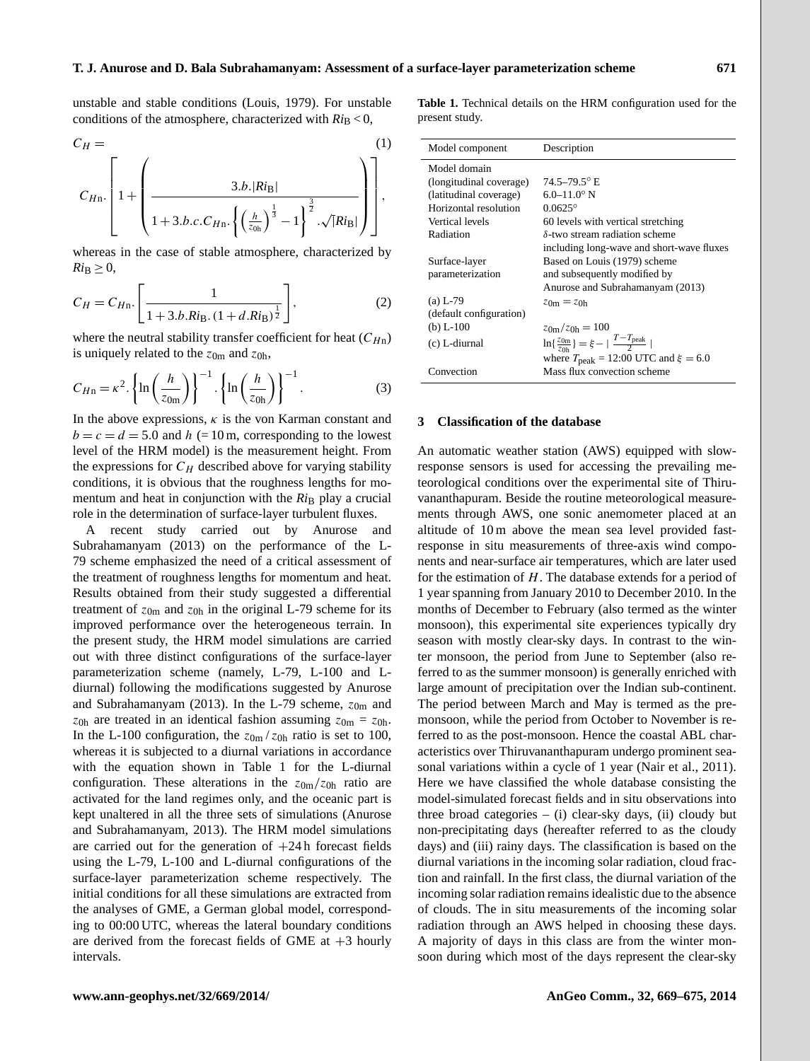unstable and stable conditions (Louis, 1979). For unstable conditions of the atmosphere, characterized with $Ri_B < 0$,

$$C_H = C_{Hn} \cdot \left[ 1 + \left( \frac{3.b.|Ri_B|}{1 + 3.b.c.C_{Hn} \cdot \left\{ \left( \frac{h}{z_{0h}} \right)^{\frac{1}{3}} - 1 \right\}^{\frac{3}{2}} . \sqrt{|Ri_B|}} \right) \right], \quad (1)$$

whereas in the case of stable atmosphere, characterized by $Ri_B \geq 0$,

$$C_H = C_{Hn} \cdot \left[ \frac{1}{1 + 3.b.Ri_B . (1 + d.Ri_B)^{\frac{1}{2}}} \right], \quad (2)$$

where the neutral stability transfer coefficient for heat ($C_{Hn}$) is uniquely related to the $z_{0m}$ and $z_{0h}$,

$$C_{Hn} = \kappa^2 . \left\{ \ln\left( \frac{h}{z_{0m}} \right) \right\}^{-1} . \left\{ \ln\left( \frac{h}{z_{0h}} \right) \right\}^{-1} . \quad (3)$$

In the above expressions, $\kappa$ is the von Karman constant and $b = c = d = 5.0$ and $h$ (= 10 m, corresponding to the lowest level of the HRM model) is the measurement height. From the expressions for $C_H$ described above for varying stability conditions, it is obvious that the roughness lengths for momentum and heat in conjunction with the $Ri_B$ play a crucial role in the determination of surface-layer turbulent fluxes.

A recent study carried out by Anurose and Subrahamanyam (2013) on the performance of the L-79 scheme emphasized the need of a critical assessment of the treatment of roughness lengths for momentum and heat. Results obtained from their study suggested a differential treatment of $z_{0m}$ and $z_{0h}$ in the original L-79 scheme for its improved performance over the heterogeneous terrain. In the present study, the HRM model simulations are carried out with three distinct configurations of the surface-layer parameterization scheme (namely, L-79, L-100 and L-diurnal) following the modifications suggested by Anurose and Subrahamanyam (2013). In the L-79 scheme, $z_{0m}$ and $z_{0h}$ are treated in an identical fashion assuming $z_{0m} = z_{0h}$. In the L-100 configuration, the $z_{0m} / z_{0h}$ ratio is set to 100, whereas it is subjected to a diurnal variations in accordance with the equation shown in Table 1 for the L-diurnal configuration. These alterations in the $z_{0m}/z_{0h}$ ratio are activated for the land regimes only, and the oceanic part is kept unaltered in all the three sets of simulations (Anurose and Subrahamanyam, 2013). The HRM model simulations are carried out for the generation of +24 h forecast fields using the L-79, L-100 and L-diurnal configurations of the surface-layer parameterization scheme respectively. The initial conditions for all these simulations are extracted from the analyses of GME, a German global model, corresponding to 00:00 UTC, whereas the lateral boundary conditions are derived from the forecast fields of GME at +3 hourly intervals.

**Table 1.** Technical details on the HRM configuration used for the present study.

| Model component | Description |
|---|---|
| Model domain | |
| (longitudinal coverage) | 74.5–79.5° E |
| (latitudinal coverage) | 6.0–11.0° N |
| Horizontal resolution | 0.0625° |
| Vertical levels | 60 levels with vertical stretching |
| Radiation | $\delta$-two stream radiation scheme including long-wave and short-wave fluxes |
| Surface-layer parameterization | Based on Louis (1979) scheme and subsequently modified by Anurose and Subrahamanyam (2013) |
| (a) L-79 (default configuration) | $z_{0m} = z_{0h}$ |
| (b) L-100 | $z_{0m}/z_{0h} = 100$ |
| (c) L-diurnal | $\ln\{\frac{z_{0m}}{z_{0h}}\} = \xi - \mid \frac{T - T_{peak}}{2} \mid$ where $T_{peak}$ = 12:00 UTC and $\xi = 6.0$ |
| Convection | Mass flux convection scheme |

## 3 Classification of the database

An automatic weather station (AWS) equipped with slow-response sensors is used for accessing the prevailing meteorological conditions over the experimental site of Thiruvananthapuram. Beside the routine meteorological measurements through AWS, one sonic anemometer placed at an altitude of 10 m above the mean sea level provided fast-response in situ measurements of three-axis wind components and near-surface air temperatures, which are later used for the estimation of $H$. The database extends for a period of 1 year spanning from January 2010 to December 2010. In the months of December to February (also termed as the winter monsoon), this experimental site experiences typically dry season with mostly clear-sky days. In contrast to the winter monsoon, the period from June to September (also referred to as the summer monsoon) is generally enriched with large amount of precipitation over the Indian sub-continent. The period between March and May is termed as the pre-monsoon, while the period from October to November is referred to as the post-monsoon. Hence the coastal ABL characteristics over Thiruvananthapuram undergo prominent seasonal variations within a cycle of 1 year (Nair et al., 2011). Here we have classified the whole database consisting the model-simulated forecast fields and in situ observations into three broad categories – (i) clear-sky days, (ii) cloudy but non-precipitating days (hereafter referred to as the cloudy days) and (iii) rainy days. The classification is based on the diurnal variations in the incoming solar radiation, cloud fraction and rainfall. In the first class, the diurnal variation of the incoming solar radiation remains idealistic due to the absence of clouds. The in situ measurements of the incoming solar radiation through an AWS helped in choosing these days. A majority of days in this class are from the winter monsoon during which most of the days represent the clear-sky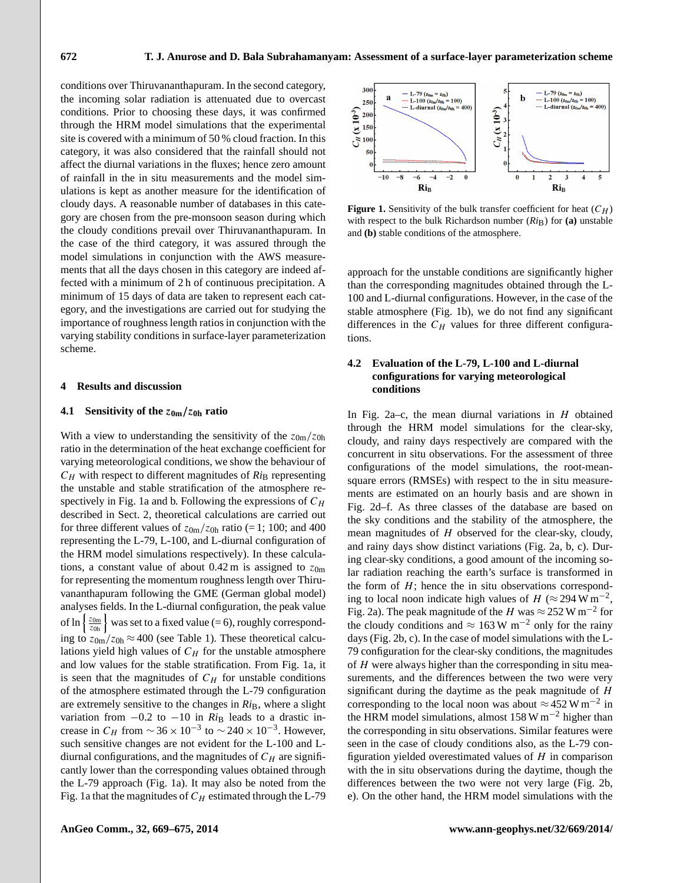conditions over Thiruvananthapuram. In the second category, the incoming solar radiation is attenuated due to overcast conditions. Prior to choosing these days, it was confirmed through the HRM model simulations that the experimental site is covered with a minimum of 50 % cloud fraction. In this category, it was also considered that the rainfall should not affect the diurnal variations in the fluxes; hence zero amount of rainfall in the in situ measurements and the model simulations is kept as another measure for the identification of cloudy days. A reasonable number of databases in this category are chosen from the pre-monsoon season during which the cloudy conditions prevail over Thiruvananthapuram. In the case of the third category, it was assured through the model simulations in conjunction with the AWS measurements that all the days chosen in this category are indeed affected with a minimum of 2 h of continuous precipitation. A minimum of 15 days of data are taken to represent each category, and the investigations are carried out for studying the importance of roughness length ratios in conjunction with the varying stability conditions in surface-layer parameterization scheme.

## 4 Results and discussion

### 4.1 Sensitivity of the $z_{0m}/z_{0h}$ ratio

With a view to understanding the sensitivity of the $z_{0m}/z_{0h}$ ratio in the determination of the heat exchange coefficient for varying meteorological conditions, we show the behaviour of $C_H$ with respect to different magnitudes of $Ri_B$ representing the unstable and stable stratification of the atmosphere respectively in Fig. 1a and b. Following the expressions of $C_H$ described in Sect. 2, theoretical calculations are carried out for three different values of $z_{0m}/z_{0h}$ ratio (= 1; 100; and 400 representing the L-79, L-100, and L-diurnal configuration of the HRM model simulations respectively). In these calculations, a constant value of about 0.42 m is assigned to $z_{0m}$ for representing the momentum roughness length over Thiruvananthapuram following the GME (German global model) analyses fields. In the L-diurnal configuration, the peak value of $\ln\left\{\frac{z_{0m}}{z_{0h}}\right\}$ was set to a fixed value (= 6), roughly corresponding to $z_{0m}/z_{0h} \approx 400$ (see Table 1). These theoretical calculations yield high values of $C_H$ for the unstable atmosphere and low values for the stable stratification. From Fig. 1a, it is seen that the magnitudes of $C_H$ for unstable conditions of the atmosphere estimated through the L-79 configuration are extremely sensitive to the changes in $Ri_B$, where a slight variation from $-0.2$ to $-10$ in $Ri_B$ leads to a drastic increase in $C_H$ from $\sim 36 \times 10^{-3}$ to $\sim 240 \times 10^{-3}$. However, such sensitive changes are not evident for the L-100 and L-diurnal configurations, and the magnitudes of $C_H$ are significantly lower than the corresponding values obtained through the L-79 approach (Fig. 1a). It may also be noted from the Fig. 1a that the magnitudes of $C_H$ estimated through the L-79 approach for the unstable conditions are significantly higher than the corresponding magnitudes obtained through the L-100 and L-diurnal configurations. However, in the case of the stable atmosphere (Fig. 1b), we do not find any significant differences in the $C_H$ values for three different configurations.

**Figure 1.** Sensitivity of the bulk transfer coefficient for heat ($C_H$) with respect to the bulk Richardson number ($Ri_B$) for **(a)** unstable and **(b)** stable conditions of the atmosphere.

### 4.2 Evaluation of the L-79, L-100 and L-diurnal configurations for varying meteorological conditions

In Fig. 2a–c, the mean diurnal variations in $H$ obtained through the HRM model simulations for the clear-sky, cloudy, and rainy days respectively are compared with the concurrent in situ observations. For the assessment of three configurations of the model simulations, the root-mean-square errors (RMSEs) with respect to the in situ measurements are estimated on an hourly basis and are shown in Fig. 2d–f. As three classes of the database are based on the sky conditions and the stability of the atmosphere, the mean magnitudes of $H$ observed for the clear-sky, cloudy, and rainy days show distinct variations (Fig. 2a, b, c). During clear-sky conditions, a good amount of the incoming solar radiation reaching the earth's surface is transformed in the form of $H$; hence the in situ observations corresponding to local noon indicate high values of $H$ ($\approx 294\,\mathrm{W\,m^{-2}}$, Fig. 2a). The peak magnitude of the $H$ was $\approx 252\,\mathrm{W\,m^{-2}}$ for the cloudy conditions and $\approx 163\,\mathrm{W\ m^{-2}}$ only for the rainy days (Fig. 2b, c). In the case of model simulations with the L-79 configuration for the clear-sky conditions, the magnitudes of $H$ were always higher than the corresponding in situ measurements, and the differences between the two were very significant during the daytime as the peak magnitude of $H$ corresponding to the local noon was about $\approx 452\,\mathrm{W\,m^{-2}}$ in the HRM model simulations, almost $158\,\mathrm{W\,m^{-2}}$ higher than the corresponding in situ observations. Similar features were seen in the case of cloudy conditions also, as the L-79 configuration yielded overestimated values of $H$ in comparison with the in situ observations during the daytime, though the differences between the two were not very large (Fig. 2b, e). On the other hand, the HRM model simulations with the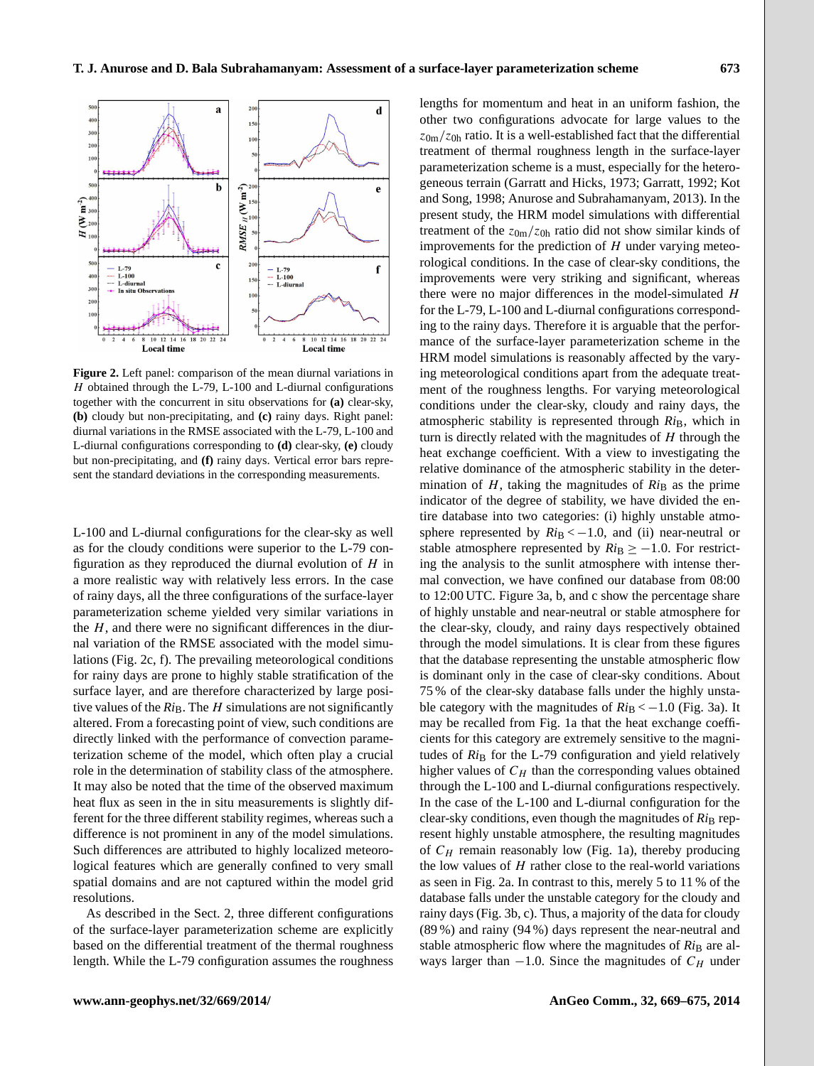Figure 2. Left panel: comparison of the mean diurnal variations in $H$ obtained through the L-79, L-100 and L-diurnal configurations together with the concurrent in situ observations for **(a)** clear-sky, **(b)** cloudy but non-precipitating, and **(c)** rainy days. Right panel: diurnal variations in the RMSE associated with the L-79, L-100 and L-diurnal configurations corresponding to **(d)** clear-sky, **(e)** cloudy but non-precipitating, and **(f)** rainy days. Vertical error bars represent the standard deviations in the corresponding measurements.

L-100 and L-diurnal configurations for the clear-sky as well as for the cloudy conditions were superior to the L-79 configuration as they reproduced the diurnal evolution of $H$ in a more realistic way with relatively less errors. In the case of rainy days, all the three configurations of the surface-layer parameterization scheme yielded very similar variations in the $H$, and there were no significant differences in the diurnal variation of the RMSE associated with the model simulations (Fig. 2c, f). The prevailing meteorological conditions for rainy days are prone to highly stable stratification of the surface layer, and are therefore characterized by large positive values of the $Ri_B$. The $H$ simulations are not significantly altered. From a forecasting point of view, such conditions are directly linked with the performance of convection parameterization scheme of the model, which often play a crucial role in the determination of stability class of the atmosphere. It may also be noted that the time of the observed maximum heat flux as seen in the in situ measurements is slightly different for the three different stability regimes, whereas such a difference is not prominent in any of the model simulations. Such differences are attributed to highly localized meteorological features which are generally confined to very small spatial domains and are not captured within the model grid resolutions.

As described in the Sect. 2, three different configurations of the surface-layer parameterization scheme are explicitly based on the differential treatment of the thermal roughness length. While the L-79 configuration assumes the roughness lengths for momentum and heat in an uniform fashion, the other two configurations advocate for large values to the $z_{0m}/z_{0h}$ ratio. It is a well-established fact that the differential treatment of thermal roughness length in the surface-layer parameterization scheme is a must, especially for the heterogeneous terrain (Garratt and Hicks, 1973; Garratt, 1992; Kot and Song, 1998; Anurose and Subrahamanyam, 2013). In the present study, the HRM model simulations with differential treatment of the $z_{0m}/z_{0h}$ ratio did not show similar kinds of improvements for the prediction of $H$ under varying meteorological conditions. In the case of clear-sky conditions, the improvements were very striking and significant, whereas there were no major differences in the model-simulated $H$ for the L-79, L-100 and L-diurnal configurations corresponding to the rainy days. Therefore it is arguable that the performance of the surface-layer parameterization scheme in the HRM model simulations is reasonably affected by the varying meteorological conditions apart from the adequate treatment of the roughness lengths. For varying meteorological conditions under the clear-sky, cloudy and rainy days, the atmospheric stability is represented through $Ri_B$, which in turn is directly related with the magnitudes of $H$ through the heat exchange coefficient. With a view to investigating the relative dominance of the atmospheric stability in the determination of $H$, taking the magnitudes of $Ri_B$ as the prime indicator of the degree of stability, we have divided the entire database into two categories: (i) highly unstable atmosphere represented by $Ri_B < -1.0$, and (ii) near-neutral or stable atmosphere represented by $Ri_B \geq -1.0$. For restricting the analysis to the sunlit atmosphere with intense thermal convection, we have confined our database from 08:00 to 12:00 UTC. Figure 3a, b, and c show the percentage share of highly unstable and near-neutral or stable atmosphere for the clear-sky, cloudy, and rainy days respectively obtained through the model simulations. It is clear from these figures that the database representing the unstable atmospheric flow is dominant only in the case of clear-sky conditions. About 75 % of the clear-sky database falls under the highly unstable category with the magnitudes of $Ri_B < -1.0$ (Fig. 3a). It may be recalled from Fig. 1a that the heat exchange coefficients for this category are extremely sensitive to the magnitudes of $Ri_B$ for the L-79 configuration and yield relatively higher values of $C_H$ than the corresponding values obtained through the L-100 and L-diurnal configurations respectively. In the case of the L-100 and L-diurnal configuration for the clear-sky conditions, even though the magnitudes of $Ri_B$ represent highly unstable atmosphere, the resulting magnitudes of $C_H$ remain reasonably low (Fig. 1a), thereby producing the low values of $H$ rather close to the real-world variations as seen in Fig. 2a. In contrast to this, merely 5 to 11 % of the database falls under the unstable category for the cloudy and rainy days (Fig. 3b, c). Thus, a majority of the data for cloudy (89 %) and rainy (94 %) days represent the near-neutral and stable atmospheric flow where the magnitudes of $Ri_B$ are always larger than $-1.0$. Since the magnitudes of $C_H$ under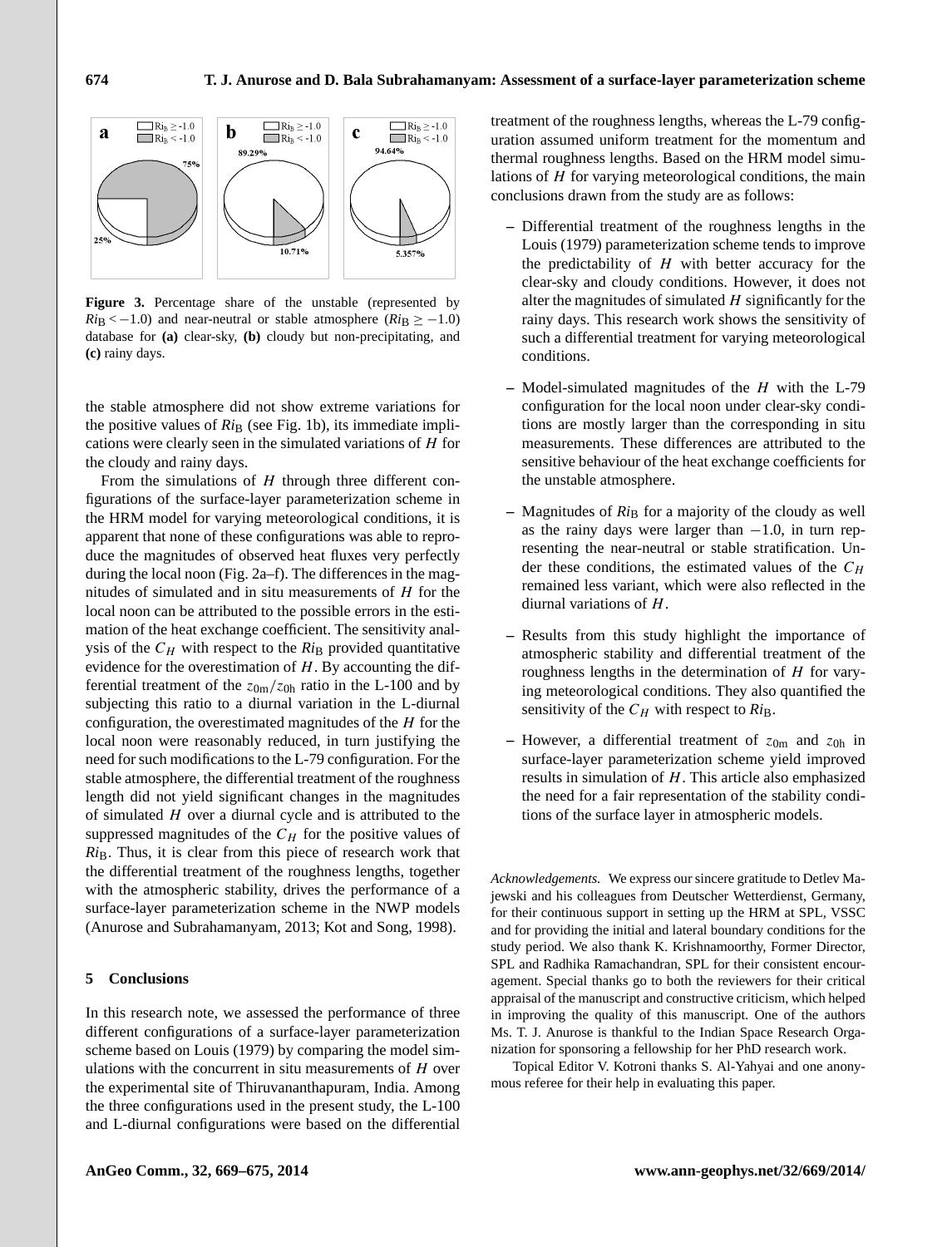Figure 3. Percentage share of the unstable (represented by $Ri_B < -1.0$) and near-neutral or stable atmosphere ($Ri_B \geq -1.0$) database for **(a)** clear-sky, **(b)** cloudy but non-precipitating, and **(c)** rainy days.

the stable atmosphere did not show extreme variations for the positive values of $Ri_B$ (see Fig. 1b), its immediate implications were clearly seen in the simulated variations of $H$ for the cloudy and rainy days.

From the simulations of $H$ through three different configurations of the surface-layer parameterization scheme in the HRM model for varying meteorological conditions, it is apparent that none of these configurations was able to reproduce the magnitudes of observed heat fluxes very perfectly during the local noon (Fig. 2a–f). The differences in the magnitudes of simulated and in situ measurements of $H$ for the local noon can be attributed to the possible errors in the estimation of the heat exchange coefficient. The sensitivity analysis of the $C_H$ with respect to the $Ri_B$ provided quantitative evidence for the overestimation of $H$. By accounting the differential treatment of the $z_{0m}/z_{0h}$ ratio in the L-100 and by subjecting this ratio to a diurnal variation in the L-diurnal configuration, the overestimated magnitudes of the $H$ for the local noon were reasonably reduced, in turn justifying the need for such modifications to the L-79 configuration. For the stable atmosphere, the differential treatment of the roughness length did not yield significant changes in the magnitudes of simulated $H$ over a diurnal cycle and is attributed to the suppressed magnitudes of the $C_H$ for the positive values of $Ri_B$. Thus, it is clear from this piece of research work that the differential treatment of the roughness lengths, together with the atmospheric stability, drives the performance of a surface-layer parameterization scheme in the NWP models (Anurose and Subrahamanyam, 2013; Kot and Song, 1998).

## 5 Conclusions

In this research note, we assessed the performance of three different configurations of a surface-layer parameterization scheme based on Louis (1979) by comparing the model simulations with the concurrent in situ measurements of $H$ over the experimental site of Thiruvananthapuram, India. Among the three configurations used in the present study, the L-100 and L-diurnal configurations were based on the differential treatment of the roughness lengths, whereas the L-79 configuration assumed uniform treatment for the momentum and thermal roughness lengths. Based on the HRM model simulations of $H$ for varying meteorological conditions, the main conclusions drawn from the study are as follows:

– Differential treatment of the roughness lengths in the Louis (1979) parameterization scheme tends to improve the predictability of $H$ with better accuracy for the clear-sky and cloudy conditions. However, it does not alter the magnitudes of simulated $H$ significantly for the rainy days. This research work shows the sensitivity of such a differential treatment for varying meteorological conditions.

– Model-simulated magnitudes of the $H$ with the L-79 configuration for the local noon under clear-sky conditions are mostly larger than the corresponding in situ measurements. These differences are attributed to the sensitive behaviour of the heat exchange coefficients for the unstable atmosphere.

– Magnitudes of $Ri_B$ for a majority of the cloudy as well as the rainy days were larger than $-1.0$, in turn representing the near-neutral or stable stratification. Under these conditions, the estimated values of the $C_H$ remained less variant, which were also reflected in the diurnal variations of $H$.

– Results from this study highlight the importance of atmospheric stability and differential treatment of the roughness lengths in the determination of $H$ for varying meteorological conditions. They also quantified the sensitivity of the $C_H$ with respect to $Ri_B$.

– However, a differential treatment of $z_{0m}$ and $z_{0h}$ in surface-layer parameterization scheme yield improved results in simulation of $H$. This article also emphasized the need for a fair representation of the stability conditions of the surface layer in atmospheric models.

*Acknowledgements.* We express our sincere gratitude to Detlev Majewski and his colleagues from Deutscher Wetterdienst, Germany, for their continuous support in setting up the HRM at SPL, VSSC and for providing the initial and lateral boundary conditions for the study period. We also thank K. Krishnamoorthy, Former Director, SPL and Radhika Ramachandran, SPL for their consistent encouragement. Special thanks go to both the reviewers for their critical appraisal of the manuscript and constructive criticism, which helped in improving the quality of this manuscript. One of the authors Ms. T. J. Anurose is thankful to the Indian Space Research Organization for sponsoring a fellowship for her PhD research work.

Topical Editor V. Kotroni thanks S. Al-Yahyai and one anonymous referee for their help in evaluating this paper.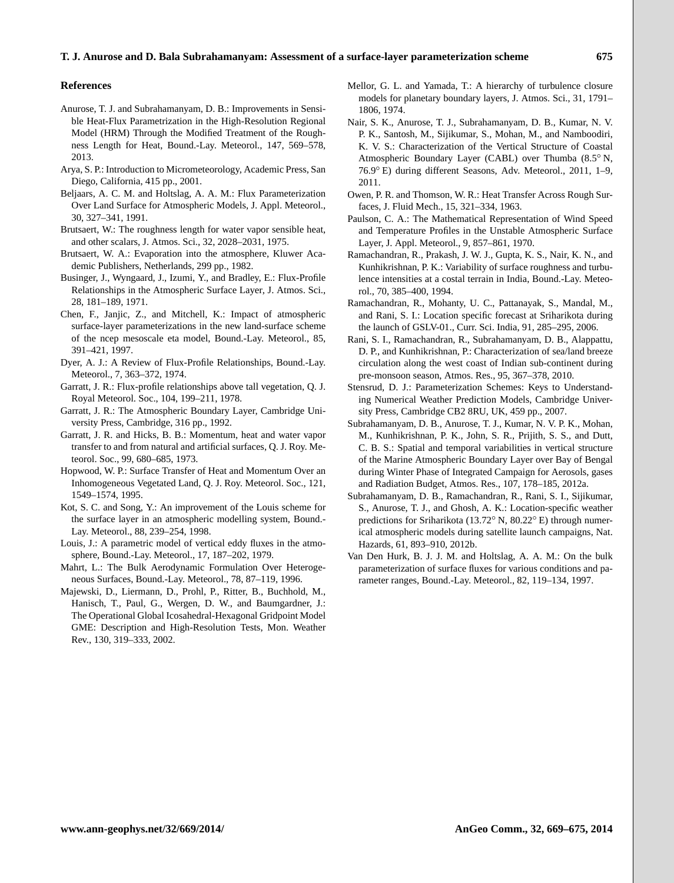## References

Anurose, T. J. and Subrahamanyam, D. B.: Improvements in Sensible Heat-Flux Parametrization in the High-Resolution Regional Model (HRM) Through the Modified Treatment of the Roughness Length for Heat, Bound.-Lay. Meteorol., 147, 569–578, 2013.

Arya, S. P.: Introduction to Micrometeorology, Academic Press, San Diego, California, 415 pp., 2001.

Beljaars, A. C. M. and Holtslag, A. A. M.: Flux Parameterization Over Land Surface for Atmospheric Models, J. Appl. Meteorol., 30, 327–341, 1991.

Brutsaert, W.: The roughness length for water vapor sensible heat, and other scalars, J. Atmos. Sci., 32, 2028–2031, 1975.

Brutsaert, W. A.: Evaporation into the atmosphere, Kluwer Academic Publishers, Netherlands, 299 pp., 1982.

Businger, J., Wyngaard, J., Izumi, Y., and Bradley, E.: Flux-Profile Relationships in the Atmospheric Surface Layer, J. Atmos. Sci., 28, 181–189, 1971.

Chen, F., Janjic, Z., and Mitchell, K.: Impact of atmospheric surface-layer parameterizations in the new land-surface scheme of the ncep mesoscale eta model, Bound.-Lay. Meteorol., 85, 391–421, 1997.

Dyer, A. J.: A Review of Flux-Profile Relationships, Bound.-Lay. Meteorol., 7, 363–372, 1974.

Garratt, J. R.: Flux-profile relationships above tall vegetation, Q. J. Royal Meteorol. Soc., 104, 199–211, 1978.

Garratt, J. R.: The Atmospheric Boundary Layer, Cambridge University Press, Cambridge, 316 pp., 1992.

Garratt, J. R. and Hicks, B. B.: Momentum, heat and water vapor transfer to and from natural and artificial surfaces, Q. J. Roy. Meteorol. Soc., 99, 680–685, 1973.

Hopwood, W. P.: Surface Transfer of Heat and Momentum Over an Inhomogeneous Vegetated Land, Q. J. Roy. Meteorol. Soc., 121, 1549–1574, 1995.

Kot, S. C. and Song, Y.: An improvement of the Louis scheme for the surface layer in an atmospheric modelling system, Bound.-Lay. Meteorol., 88, 239–254, 1998.

Louis, J.: A parametric model of vertical eddy fluxes in the atmosphere, Bound.-Lay. Meteorol., 17, 187–202, 1979.

Mahrt, L.: The Bulk Aerodynamic Formulation Over Heterogeneous Surfaces, Bound.-Lay. Meteorol., 78, 87–119, 1996.

Majewski, D., Liermann, D., Prohl, P., Ritter, B., Buchhold, M., Hanisch, T., Paul, G., Wergen, D. W., and Baumgardner, J.: The Operational Global Icosahedral-Hexagonal Gridpoint Model GME: Description and High-Resolution Tests, Mon. Weather Rev., 130, 319–333, 2002.

Mellor, G. L. and Yamada, T.: A hierarchy of turbulence closure models for planetary boundary layers, J. Atmos. Sci., 31, 1791–1806, 1974.

Nair, S. K., Anurose, T. J., Subrahamanyam, D. B., Kumar, N. V. P. K., Santosh, M., Sijikumar, S., Mohan, M., and Namboodiri, K. V. S.: Characterization of the Vertical Structure of Coastal Atmospheric Boundary Layer (CABL) over Thumba (8.5° N, 76.9° E) during different Seasons, Adv. Meteorol., 2011, 1–9, 2011.

Owen, P. R. and Thomson, W. R.: Heat Transfer Across Rough Surfaces, J. Fluid Mech., 15, 321–334, 1963.

Paulson, C. A.: The Mathematical Representation of Wind Speed and Temperature Profiles in the Unstable Atmospheric Surface Layer, J. Appl. Meteorol., 9, 857–861, 1970.

Ramachandran, R., Prakash, J. W. J., Gupta, K. S., Nair, K. N., and Kunhikrishnan, P. K.: Variability of surface roughness and turbulence intensities at a costal terrain in India, Bound.-Lay. Meteorol., 70, 385–400, 1994.

Ramachandran, R., Mohanty, U. C., Pattanayak, S., Mandal, M., and Rani, S. I.: Location specific forecast at Sriharikota during the launch of GSLV-01., Curr. Sci. India, 91, 285–295, 2006.

Rani, S. I., Ramachandran, R., Subrahamanyam, D. B., Alappattu, D. P., and Kunhikrishnan, P.: Characterization of sea/land breeze circulation along the west coast of Indian sub-continent during pre-monsoon season, Atmos. Res., 95, 367–378, 2010.

Stensrud, D. J.: Parameterization Schemes: Keys to Understanding Numerical Weather Prediction Models, Cambridge University Press, Cambridge CB2 8RU, UK, 459 pp., 2007.

Subrahamanyam, D. B., Anurose, T. J., Kumar, N. V. P. K., Mohan, M., Kunhikrishnan, P. K., John, S. R., Prijith, S. S., and Dutt, C. B. S.: Spatial and temporal variabilities in vertical structure of the Marine Atmospheric Boundary Layer over Bay of Bengal during Winter Phase of Integrated Campaign for Aerosols, gases and Radiation Budget, Atmos. Res., 107, 178–185, 2012a.

Subrahamanyam, D. B., Ramachandran, R., Rani, S. I., Sijikumar, S., Anurose, T. J., and Ghosh, A. K.: Location-specific weather predictions for Sriharikota (13.72° N, 80.22° E) through numerical atmospheric models during satellite launch campaigns, Nat. Hazards, 61, 893–910, 2012b.

Van Den Hurk, B. J. J. M. and Holtslag, A. A. M.: On the bulk parameterization of surface fluxes for various conditions and parameter ranges, Bound.-Lay. Meteorol., 82, 119–134, 1997.